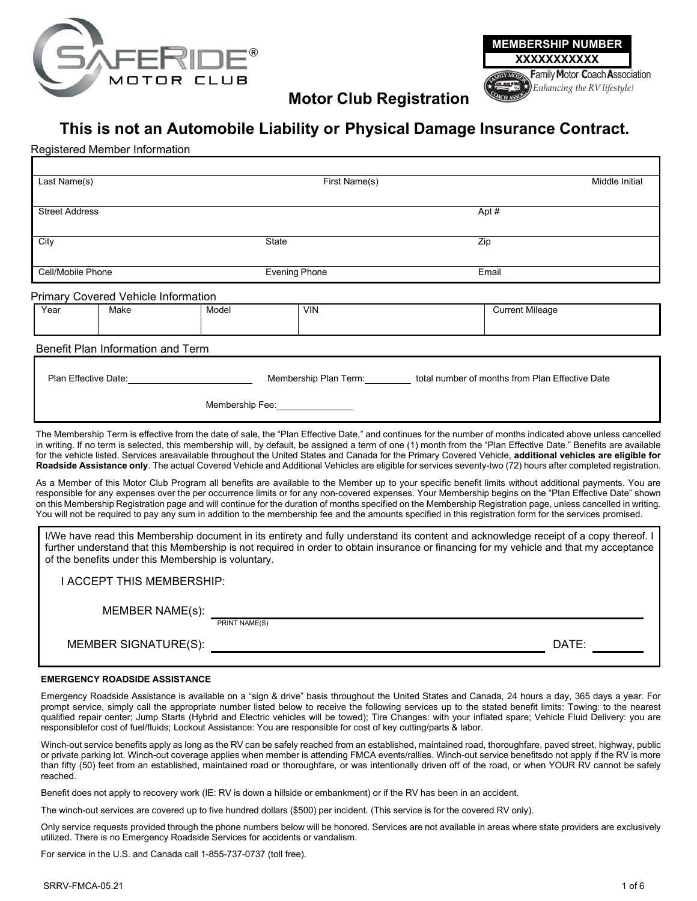SAFERIDE® MOTOR CLUB

| MEMBERSHIP NUMBER |
|---|
| XXXXXXXXXX |

**F**amily **M**otor **C**oach **A**ssociation
*Enhancing the RV lifestyle!*

# Motor Club Registration

## This is not an Automobile Liability or Physical Damage Insurance Contract.

Registered Member Information

| Last Name(s) | First Name(s) | Middle Initial |
|---|---|---|
| Street Address | | Apt # |
| City | State | Zip |
| Cell/Mobile Phone | Evening Phone | Email |

Primary Covered Vehicle Information

| Year | Make | Model | VIN | Current Mileage |
|---|---|---|---|---|
| | | | | |

Benefit Plan Information and Term

Plan Effective Date:________________ Membership Plan Term:________ total number of months from Plan Effective Date

Membership Fee:____________

The Membership Term is effective from the date of sale, the "Plan Effective Date," and continues for the number of months indicated above unless cancelled in writing. If no term is selected, this membership will, by default, be assigned a term of one (1) month from the "Plan Effective Date." Benefits are available for the vehicle listed. Services areavailable throughout the United States and Canada for the Primary Covered Vehicle, **additional vehicles are eligible for Roadside Assistance only**. The actual Covered Vehicle and Additional Vehicles are eligible for services seventy-two (72) hours after completed registration.

As a Member of this Motor Club Program all benefits are available to the Member up to your specific benefit limits without additional payments. You are responsible for any expenses over the per occurrence limits or for any non-covered expenses. Your Membership begins on the "Plan Effective Date" shown on this Membership Registration page and will continue for the duration of months specified on the Membership Registration page, unless cancelled in writing. You will not be required to pay any sum in addition to the membership fee and the amounts specified in this registration form for the services promised.

I/We have read this Membership document in its entirety and fully understand its content and acknowledge receipt of a copy thereof. I further understand that this Membership is not required in order to obtain insurance or financing for my vehicle and that my acceptance of the benefits under this Membership is voluntary.

I ACCEPT THIS MEMBERSHIP:

MEMBER NAME(s): ______________________________
PRINT NAME(S)

MEMBER SIGNATURE(S): ______________________________ DATE: ________

**EMERGENCY ROADSIDE ASSISTANCE**

Emergency Roadside Assistance is available on a "sign & drive" basis throughout the United States and Canada, 24 hours a day, 365 days a year. For prompt service, simply call the appropriate number listed below to receive the following services up to the stated benefit limits: Towing: to the nearest qualified repair center; Jump Starts (Hybrid and Electric vehicles will be towed); Tire Changes: with your inflated spare; Vehicle Fluid Delivery: you are responsiblefor cost of fuel/fluids; Lockout Assistance: You are responsible for cost of key cutting/parts & labor.

Winch-out service benefits apply as long as the RV can be safely reached from an established, maintained road, thoroughfare, paved street, highway, public or private parking lot. Winch-out coverage applies when member is attending FMCA events/rallies. Winch-out service benefitsdo not apply if the RV is more than fifty (50) feet from an established, maintained road or thoroughfare, or was intentionally driven off of the road, or when YOUR RV cannot be safely reached.

Benefit does not apply to recovery work (IE: RV is down a hillside or embankment) or if the RV has been in an accident.

The winch-out services are covered up to five hundred dollars ($500) per incident. (This service is for the covered RV only).

Only service requests provided through the phone numbers below will be honored. Services are not available in areas where state providers are exclusively utilized. There is no Emergency Roadside Services for accidents or vandalism.

For service in the U.S. and Canada call 1-855-737-0737 (toll free).

SRRV-FMCA-05.21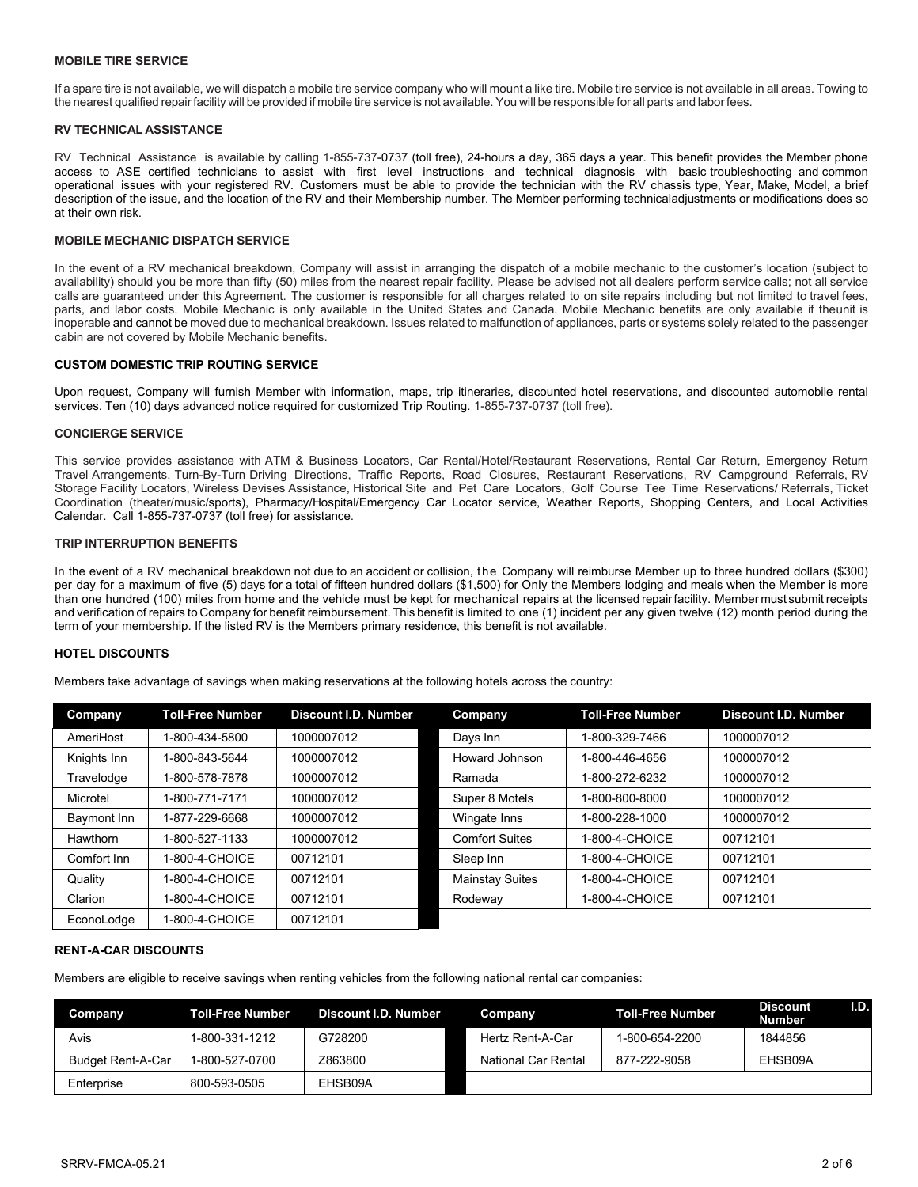## MOBILE TIRE SERVICE

If a spare tire is not available, we will dispatch a mobile tire service company who will mount a like tire. Mobile tire service is not available in all areas. Towing to the nearest qualified repair facility will be provided if mobile tire service is not available. You will be responsible for all parts and labor fees.

## RV TECHNICAL ASSISTANCE

RV Technical Assistance is available by calling 1-855-737-0737 (toll free), 24-hours a day, 365 days a year. This benefit provides the Member phone access to ASE certified technicians to assist with first level instructions and technical diagnosis with basic troubleshooting and common operational issues with your registered RV. Customers must be able to provide the technician with the RV chassis type, Year, Make, Model, a brief description of the issue, and the location of the RV and their Membership number. The Member performing technicaladjustments or modifications does so at their own risk.

## MOBILE MECHANIC DISPATCH SERVICE

In the event of a RV mechanical breakdown, Company will assist in arranging the dispatch of a mobile mechanic to the customer's location (subject to availability) should you be more than fifty (50) miles from the nearest repair facility. Please be advised not all dealers perform service calls; not all service calls are guaranteed under this Agreement. The customer is responsible for all charges related to on site repairs including but not limited to travel fees, parts, and labor costs. Mobile Mechanic is only available in the United States and Canada. Mobile Mechanic benefits are only available if theunit is inoperable and cannot be moved due to mechanical breakdown. Issues related to malfunction of appliances, parts or systems solely related to the passenger cabin are not covered by Mobile Mechanic benefits.

## CUSTOM DOMESTIC TRIP ROUTING SERVICE

Upon request, Company will furnish Member with information, maps, trip itineraries, discounted hotel reservations, and discounted automobile rental services. Ten (10) days advanced notice required for customized Trip Routing. 1-855-737-0737 (toll free).

## CONCIERGE SERVICE

This service provides assistance with ATM & Business Locators, Car Rental/Hotel/Restaurant Reservations, Rental Car Return, Emergency Return Travel Arrangements, Turn-By-Turn Driving Directions, Traffic Reports, Road Closures, Restaurant Reservations, RV Campground Referrals, RV Storage Facility Locators, Wireless Devises Assistance, Historical Site and Pet Care Locators, Golf Course Tee Time Reservations/ Referrals, Ticket Coordination (theater/music/sports), Pharmacy/Hospital/Emergency Car Locator service, Weather Reports, Shopping Centers, and Local Activities Calendar. Call 1-855-737-0737 (toll free) for assistance.

## TRIP INTERRUPTION BENEFITS

In the event of a RV mechanical breakdown not due to an accident or collision, the Company will reimburse Member up to three hundred dollars ($300) per day for a maximum of five (5) days for a total of fifteen hundred dollars ($1,500) for Only the Members lodging and meals when the Member is more than one hundred (100) miles from home and the vehicle must be kept for mechanical repairs at the licensed repair facility. Member must submit receipts and verification of repairs to Company for benefit reimbursement. This benefit is limited to one (1) incident per any given twelve (12) month period during the term of your membership. If the listed RV is the Members primary residence, this benefit is not available.

## HOTEL DISCOUNTS

Members take advantage of savings when making reservations at the following hotels across the country:

| Company | Toll-Free Number | Discount I.D. Number | Company | Toll-Free Number | Discount I.D. Number |
|---|---|---|---|---|---|
| AmeriHost | 1-800-434-5800 | 1000007012 | Days Inn | 1-800-329-7466 | 1000007012 |
| Knights Inn | 1-800-843-5644 | 1000007012 | Howard Johnson | 1-800-446-4656 | 1000007012 |
| Travelodge | 1-800-578-7878 | 1000007012 | Ramada | 1-800-272-6232 | 1000007012 |
| Microtel | 1-800-771-7171 | 1000007012 | Super 8 Motels | 1-800-800-8000 | 1000007012 |
| Baymont Inn | 1-877-229-6668 | 1000007012 | Wingate Inns | 1-800-228-1000 | 1000007012 |
| Hawthorn | 1-800-527-1133 | 1000007012 | Comfort Suites | 1-800-4-CHOICE | 00712101 |
| Comfort Inn | 1-800-4-CHOICE | 00712101 | Sleep Inn | 1-800-4-CHOICE | 00712101 |
| Quality | 1-800-4-CHOICE | 00712101 | Mainstay Suites | 1-800-4-CHOICE | 00712101 |
| Clarion | 1-800-4-CHOICE | 00712101 | Rodeway | 1-800-4-CHOICE | 00712101 |
| EconoLodge | 1-800-4-CHOICE | 00712101 | | | |

## RENT-A-CAR DISCOUNTS

Members are eligible to receive savings when renting vehicles from the following national rental car companies:

| Company | Toll-Free Number | Discount I.D. Number | Company | Toll-Free Number | Discount I.D. Number |
|---|---|---|---|---|---|
| Avis | 1-800-331-1212 | G728200 | Hertz Rent-A-Car | 1-800-654-2200 | 1844856 |
| Budget Rent-A-Car | 1-800-527-0700 | Z863800 | National Car Rental | 877-222-9058 | EHSB09A |
| Enterprise | 800-593-0505 | EHSB09A | | | |

SRRV-FMCA-05.21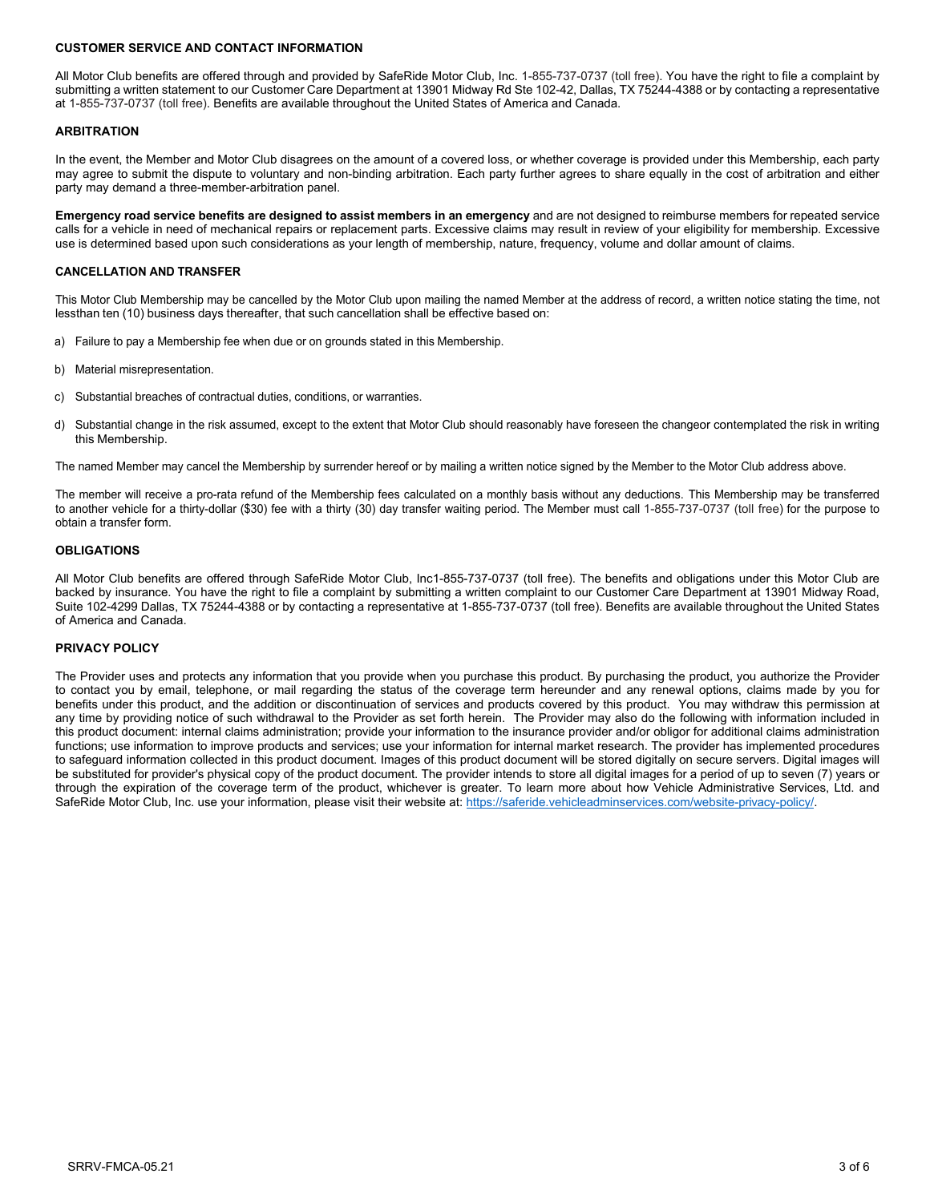## CUSTOMER SERVICE AND CONTACT INFORMATION

All Motor Club benefits are offered through and provided by SafeRide Motor Club, Inc. 1-855-737-0737 (toll free). You have the right to file a complaint by submitting a written statement to our Customer Care Department at 13901 Midway Rd Ste 102-42, Dallas, TX 75244-4388 or by contacting a representative at 1-855-737-0737 (toll free). Benefits are available throughout the United States of America and Canada.

## ARBITRATION

In the event, the Member and Motor Club disagrees on the amount of a covered loss, or whether coverage is provided under this Membership, each party may agree to submit the dispute to voluntary and non-binding arbitration. Each party further agrees to share equally in the cost of arbitration and either party may demand a three-member-arbitration panel.

**Emergency road service benefits are designed to assist members in an emergency** and are not designed to reimburse members for repeated service calls for a vehicle in need of mechanical repairs or replacement parts. Excessive claims may result in review of your eligibility for membership. Excessive use is determined based upon such considerations as your length of membership, nature, frequency, volume and dollar amount of claims.

## CANCELLATION AND TRANSFER

This Motor Club Membership may be cancelled by the Motor Club upon mailing the named Member at the address of record, a written notice stating the time, not lessthan ten (10) business days thereafter, that such cancellation shall be effective based on:

a) Failure to pay a Membership fee when due or on grounds stated in this Membership.

b) Material misrepresentation.

c) Substantial breaches of contractual duties, conditions, or warranties.

d) Substantial change in the risk assumed, except to the extent that Motor Club should reasonably have foreseen the changeor contemplated the risk in writing this Membership.

The named Member may cancel the Membership by surrender hereof or by mailing a written notice signed by the Member to the Motor Club address above.

The member will receive a pro-rata refund of the Membership fees calculated on a monthly basis without any deductions. This Membership may be transferred to another vehicle for a thirty-dollar ($30) fee with a thirty (30) day transfer waiting period. The Member must call 1-855-737-0737 (toll free) for the purpose to obtain a transfer form.

## OBLIGATIONS

All Motor Club benefits are offered through SafeRide Motor Club, Inc1-855-737-0737 (toll free). The benefits and obligations under this Motor Club are backed by insurance. You have the right to file a complaint by submitting a written complaint to our Customer Care Department at 13901 Midway Road, Suite 102-4299 Dallas, TX 75244-4388 or by contacting a representative at 1-855-737-0737 (toll free). Benefits are available throughout the United States of America and Canada.

## PRIVACY POLICY

The Provider uses and protects any information that you provide when you purchase this product. By purchasing the product, you authorize the Provider to contact you by email, telephone, or mail regarding the status of the coverage term hereunder and any renewal options, claims made by you for benefits under this product, and the addition or discontinuation of services and products covered by this product. You may withdraw this permission at any time by providing notice of such withdrawal to the Provider as set forth herein. The Provider may also do the following with information included in this product document: internal claims administration; provide your information to the insurance provider and/or obligor for additional claims administration functions; use information to improve products and services; use your information for internal market research. The provider has implemented procedures to safeguard information collected in this product document. Images of this product document will be stored digitally on secure servers. Digital images will be substituted for provider's physical copy of the product document. The provider intends to store all digital images for a period of up to seven (7) years or through the expiration of the coverage term of the product, whichever is greater. To learn more about how Vehicle Administrative Services, Ltd. and SafeRide Motor Club, Inc. use your information, please visit their website at: https://saferide.vehicleadminservices.com/website-privacy-policy/.

SRRV-FMCA-05.21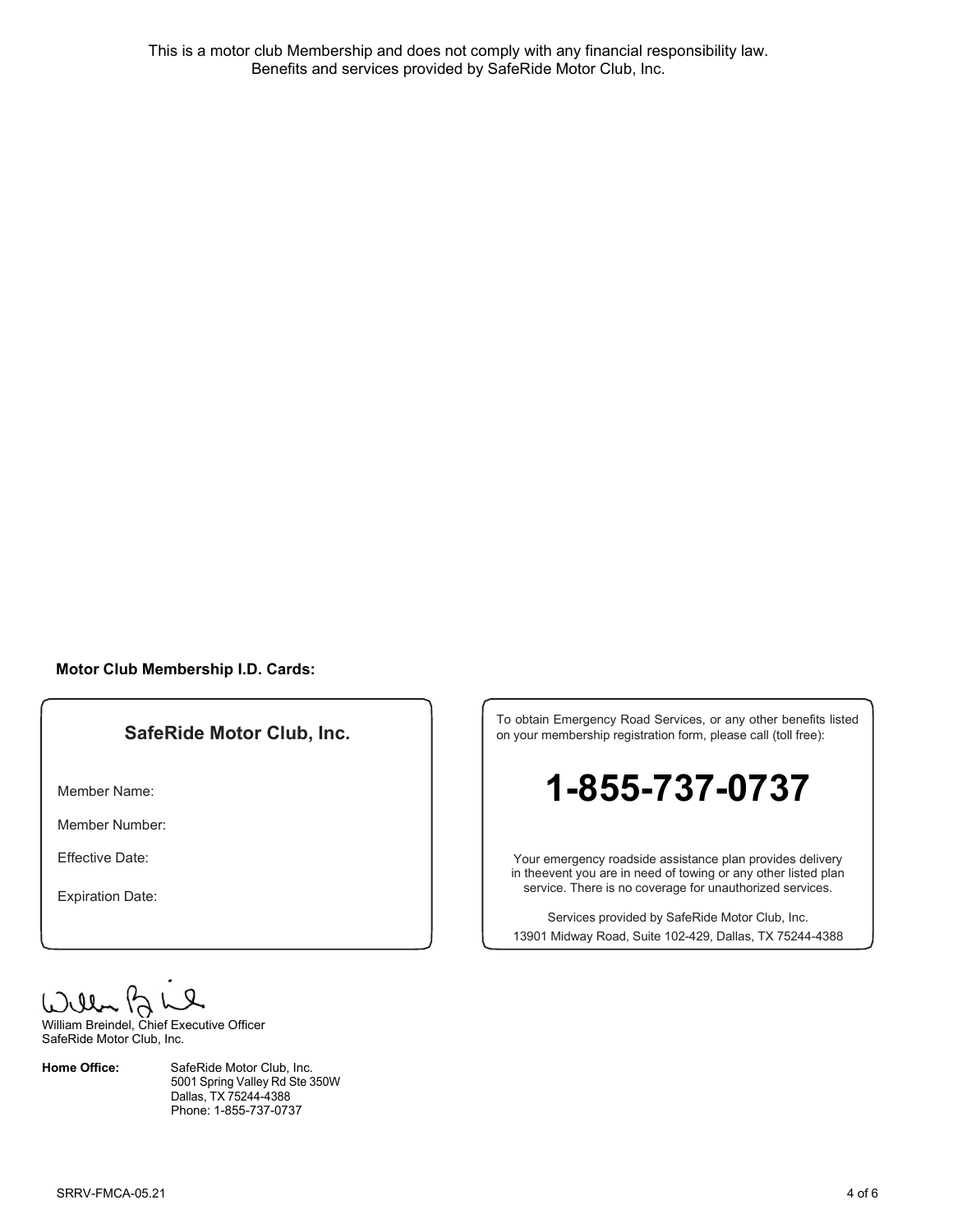This is a motor club Membership and does not comply with any financial responsibility law.
Benefits and services provided by SafeRide Motor Club, Inc.

**Motor Club Membership I.D. Cards:**

**SafeRide Motor Club, Inc.**

Member Name:

Member Number:

Effective Date:

Expiration Date:

To obtain Emergency Road Services, or any other benefits listed on your membership registration form, please call (toll free):

# 1-855-737-0737

Your emergency roadside assistance plan provides delivery in theevent you are in need of towing or any other listed plan service. There is no coverage for unauthorized services.

Services provided by SafeRide Motor Club, Inc.
13901 Midway Road, Suite 102-429, Dallas, TX 75244-4388

William Breindel, Chief Executive Officer
SafeRide Motor Club, Inc.

**Home Office:** SafeRide Motor Club, Inc.
5001 Spring Valley Rd Ste 350W
Dallas, TX 75244-4388
Phone: 1-855-737-0737

SRRV-FMCA-05.21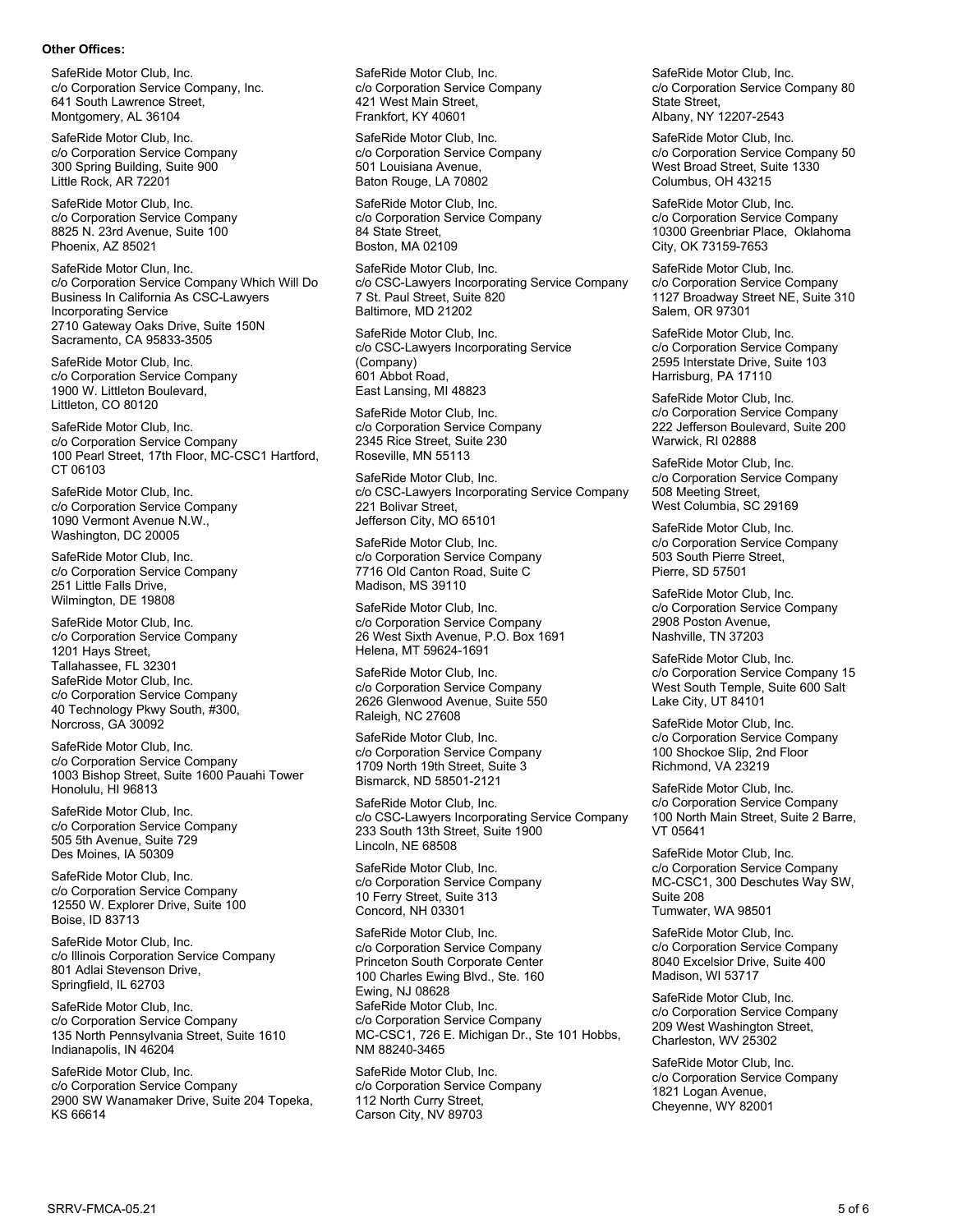**Other Offices:**

SafeRide Motor Club, Inc.
c/o Corporation Service Company, Inc.
641 South Lawrence Street,
Montgomery, AL 36104

SafeRide Motor Club, Inc.
c/o Corporation Service Company
300 Spring Building, Suite 900
Little Rock, AR 72201

SafeRide Motor Club, Inc.
c/o Corporation Service Company
8825 N. 23rd Avenue, Suite 100
Phoenix, AZ 85021

SafeRide Motor Clun, Inc.
c/o Corporation Service Company Which Will Do Business In California As CSC-Lawyers Incorporating Service
2710 Gateway Oaks Drive, Suite 150N
Sacramento, CA 95833-3505

SafeRide Motor Club, Inc.
c/o Corporation Service Company
1900 W. Littleton Boulevard,
Littleton, CO 80120

SafeRide Motor Club, Inc.
c/o Corporation Service Company
100 Pearl Street, 17th Floor, MC-CSC1 Hartford, CT 06103

SafeRide Motor Club, Inc.
c/o Corporation Service Company
1090 Vermont Avenue N.W.,
Washington, DC 20005

SafeRide Motor Club, Inc.
c/o Corporation Service Company
251 Little Falls Drive,
Wilmington, DE 19808

SafeRide Motor Club, Inc.
c/o Corporation Service Company
1201 Hays Street,
Tallahassee, FL 32301

SafeRide Motor Club, Inc.
c/o Corporation Service Company
40 Technology Pkwy South, #300,
Norcross, GA 30092

SafeRide Motor Club, Inc.
c/o Corporation Service Company
1003 Bishop Street, Suite 1600 Pauahi Tower
Honolulu, HI 96813

SafeRide Motor Club, Inc.
c/o Corporation Service Company
505 5th Avenue, Suite 729
Des Moines, IA 50309

SafeRide Motor Club, Inc.
c/o Corporation Service Company
12550 W. Explorer Drive, Suite 100
Boise, ID 83713

SafeRide Motor Club, Inc.
c/o Illinois Corporation Service Company
801 Adlai Stevenson Drive,
Springfield, IL 62703

SafeRide Motor Club, Inc.
c/o Corporation Service Company
135 North Pennsylvania Street, Suite 1610
Indianapolis, IN 46204

SafeRide Motor Club, Inc.
c/o Corporation Service Company
2900 SW Wanamaker Drive, Suite 204 Topeka, KS 66614

SafeRide Motor Club, Inc.
c/o Corporation Service Company
421 West Main Street,
Frankfort, KY 40601

SafeRide Motor Club, Inc.
c/o Corporation Service Company
501 Louisiana Avenue,
Baton Rouge, LA 70802

SafeRide Motor Club, Inc.
c/o Corporation Service Company
84 State Street,
Boston, MA 02109

SafeRide Motor Club, Inc.
c/o CSC-Lawyers Incorporating Service Company
7 St. Paul Street, Suite 820
Baltimore, MD 21202

SafeRide Motor Club, Inc.
c/o CSC-Lawyers Incorporating Service (Company)
601 Abbot Road,
East Lansing, MI 48823

SafeRide Motor Club, Inc.
c/o Corporation Service Company
2345 Rice Street, Suite 230
Roseville, MN 55113

SafeRide Motor Club, Inc.
c/o CSC-Lawyers Incorporating Service Company
221 Bolivar Street,
Jefferson City, MO 65101

SafeRide Motor Club, Inc.
c/o Corporation Service Company
7716 Old Canton Road, Suite C
Madison, MS 39110

SafeRide Motor Club, Inc.
c/o Corporation Service Company
26 West Sixth Avenue, P.O. Box 1691
Helena, MT 59624-1691

SafeRide Motor Club, Inc.
c/o Corporation Service Company
2626 Glenwood Avenue, Suite 550
Raleigh, NC 27608

SafeRide Motor Club, Inc.
c/o Corporation Service Company
1709 North 19th Street, Suite 3
Bismarck, ND 58501-2121

SafeRide Motor Club, Inc.
c/o CSC-Lawyers Incorporating Service Company
233 South 13th Street, Suite 1900
Lincoln, NE 68508

SafeRide Motor Club, Inc.
c/o Corporation Service Company
10 Ferry Street, Suite 313
Concord, NH 03301

SafeRide Motor Club, Inc.
c/o Corporation Service Company
Princeton South Corporate Center
100 Charles Ewing Blvd., Ste. 160
Ewing, NJ 08628

SafeRide Motor Club, Inc.
c/o Corporation Service Company
MC-CSC1, 726 E. Michigan Dr., Ste 101 Hobbs, NM 88240-3465

SafeRide Motor Club, Inc.
c/o Corporation Service Company
112 North Curry Street,
Carson City, NV 89703

SafeRide Motor Club, Inc.
c/o Corporation Service Company 80 State Street,
Albany, NY 12207-2543

SafeRide Motor Club, Inc.
c/o Corporation Service Company 50 West Broad Street, Suite 1330
Columbus, OH 43215

SafeRide Motor Club, Inc.
c/o Corporation Service Company
10300 Greenbriar Place, Oklahoma City, OK 73159-7653

SafeRide Motor Club, Inc.
c/o Corporation Service Company
1127 Broadway Street NE, Suite 310
Salem, OR 97301

SafeRide Motor Club, Inc.
c/o Corporation Service Company
2595 Interstate Drive, Suite 103
Harrisburg, PA 17110

SafeRide Motor Club, Inc.
c/o Corporation Service Company
222 Jefferson Boulevard, Suite 200
Warwick, RI 02888

SafeRide Motor Club, Inc.
c/o Corporation Service Company
508 Meeting Street,
West Columbia, SC 29169

SafeRide Motor Club, Inc.
c/o Corporation Service Company
503 South Pierre Street,
Pierre, SD 57501

SafeRide Motor Club, Inc.
c/o Corporation Service Company
2908 Poston Avenue,
Nashville, TN 37203

SafeRide Motor Club, Inc.
c/o Corporation Service Company 15 West South Temple, Suite 600 Salt Lake City, UT 84101

SafeRide Motor Club, Inc.
c/o Corporation Service Company
100 Shockoe Slip, 2nd Floor
Richmond, VA 23219

SafeRide Motor Club, Inc.
c/o Corporation Service Company
100 North Main Street, Suite 2 Barre, VT 05641

SafeRide Motor Club, Inc.
c/o Corporation Service Company
MC-CSC1, 300 Deschutes Way SW, Suite 208
Tumwater, WA 98501

SafeRide Motor Club, Inc.
c/o Corporation Service Company
8040 Excelsior Drive, Suite 400
Madison, WI 53717

SafeRide Motor Club, Inc.
c/o Corporation Service Company
209 West Washington Street,
Charleston, WV 25302

SafeRide Motor Club, Inc.
c/o Corporation Service Company
1821 Logan Avenue,
Cheyenne, WY 82001

SRRV-FMCA-05.21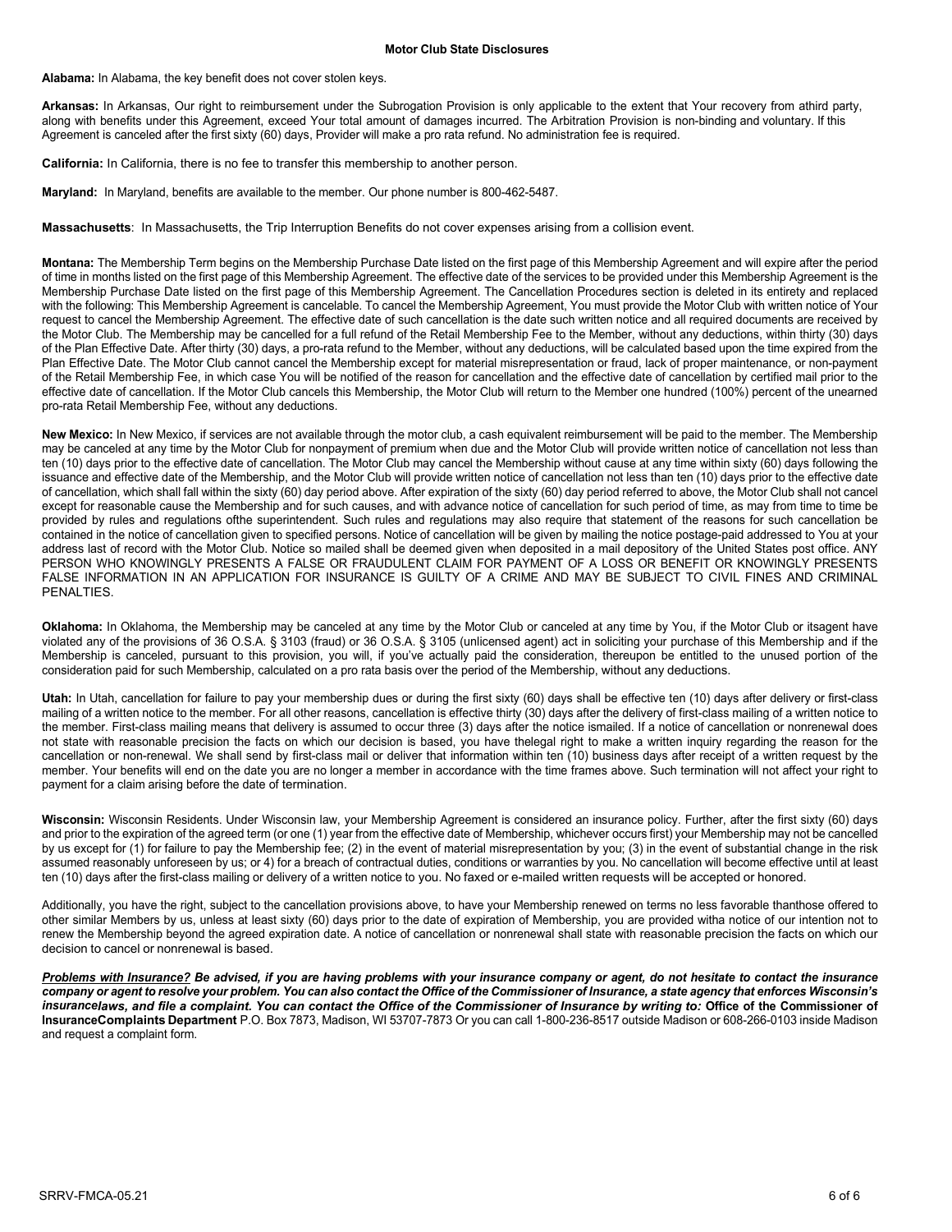**Motor Club State Disclosures**

**Alabama:** In Alabama, the key benefit does not cover stolen keys.

**Arkansas:** In Arkansas, Our right to reimbursement under the Subrogation Provision is only applicable to the extent that Your recovery from athird party, along with benefits under this Agreement, exceed Your total amount of damages incurred. The Arbitration Provision is non-binding and voluntary. If this Agreement is canceled after the first sixty (60) days, Provider will make a pro rata refund. No administration fee is required.

**California:** In California, there is no fee to transfer this membership to another person.

**Maryland:** In Maryland, benefits are available to the member. Our phone number is 800-462-5487.

**Massachusetts**: In Massachusetts, the Trip Interruption Benefits do not cover expenses arising from a collision event.

**Montana:** The Membership Term begins on the Membership Purchase Date listed on the first page of this Membership Agreement and will expire after the period of time in months listed on the first page of this Membership Agreement. The effective date of the services to be provided under this Membership Agreement is the Membership Purchase Date listed on the first page of this Membership Agreement. The Cancellation Procedures section is deleted in its entirety and replaced with the following: This Membership Agreement is cancelable. To cancel the Membership Agreement, You must provide the Motor Club with written notice of Your request to cancel the Membership Agreement. The effective date of such cancellation is the date such written notice and all required documents are received by the Motor Club. The Membership may be cancelled for a full refund of the Retail Membership Fee to the Member, without any deductions, within thirty (30) days of the Plan Effective Date. After thirty (30) days, a pro-rata refund to the Member, without any deductions, will be calculated based upon the time expired from the Plan Effective Date. The Motor Club cannot cancel the Membership except for material misrepresentation or fraud, lack of proper maintenance, or non-payment of the Retail Membership Fee, in which case You will be notified of the reason for cancellation and the effective date of cancellation by certified mail prior to the effective date of cancellation. If the Motor Club cancels this Membership, the Motor Club will return to the Member one hundred (100%) percent of the unearned pro-rata Retail Membership Fee, without any deductions.

**New Mexico:** In New Mexico, if services are not available through the motor club, a cash equivalent reimbursement will be paid to the member. The Membership may be canceled at any time by the Motor Club for nonpayment of premium when due and the Motor Club will provide written notice of cancellation not less than ten (10) days prior to the effective date of cancellation. The Motor Club may cancel the Membership without cause at any time within sixty (60) days following the issuance and effective date of the Membership, and the Motor Club will provide written notice of cancellation not less than ten (10) days prior to the effective date of cancellation, which shall fall within the sixty (60) day period above. After expiration of the sixty (60) day period referred to above, the Motor Club shall not cancel except for reasonable cause the Membership and for such causes, and with advance notice of cancellation for such period of time, as may from time to time be provided by rules and regulations ofthe superintendent. Such rules and regulations may also require that statement of the reasons for such cancellation be contained in the notice of cancellation given to specified persons. Notice of cancellation will be given by mailing the notice postage-paid addressed to You at your address last of record with the Motor Club. Notice so mailed shall be deemed given when deposited in a mail depository of the United States post office. ANY PERSON WHO KNOWINGLY PRESENTS A FALSE OR FRAUDULENT CLAIM FOR PAYMENT OF A LOSS OR BENEFIT OR KNOWINGLY PRESENTS FALSE INFORMATION IN AN APPLICATION FOR INSURANCE IS GUILTY OF A CRIME AND MAY BE SUBJECT TO CIVIL FINES AND CRIMINAL PENALTIES.

**Oklahoma:** In Oklahoma, the Membership may be canceled at any time by the Motor Club or canceled at any time by You, if the Motor Club or itsagent have violated any of the provisions of 36 O.S.A. § 3103 (fraud) or 36 O.S.A. § 3105 (unlicensed agent) act in soliciting your purchase of this Membership and if the Membership is canceled, pursuant to this provision, you will, if you've actually paid the consideration, thereupon be entitled to the unused portion of the consideration paid for such Membership, calculated on a pro rata basis over the period of the Membership, without any deductions.

**Utah:** In Utah, cancellation for failure to pay your membership dues or during the first sixty (60) days shall be effective ten (10) days after delivery or first-class mailing of a written notice to the member. For all other reasons, cancellation is effective thirty (30) days after the delivery of first-class mailing of a written notice to the member. First-class mailing means that delivery is assumed to occur three (3) days after the notice ismailed. If a notice of cancellation or nonrenewal does not state with reasonable precision the facts on which our decision is based, you have thelegal right to make a written inquiry regarding the reason for the cancellation or non-renewal. We shall send by first-class mail or deliver that information within ten (10) business days after receipt of a written request by the member. Your benefits will end on the date you are no longer a member in accordance with the time frames above. Such termination will not affect your right to payment for a claim arising before the date of termination.

**Wisconsin:** Wisconsin Residents. Under Wisconsin law, your Membership Agreement is considered an insurance policy. Further, after the first sixty (60) days and prior to the expiration of the agreed term (or one (1) year from the effective date of Membership, whichever occurs first) your Membership may not be cancelled by us except for (1) for failure to pay the Membership fee; (2) in the event of material misrepresentation by you; (3) in the event of substantial change in the risk assumed reasonably unforeseen by us; or 4) for a breach of contractual duties, conditions or warranties by you. No cancellation will become effective until at least ten (10) days after the first-class mailing or delivery of a written notice to you. No faxed or e-mailed written requests will be accepted or honored.

Additionally, you have the right, subject to the cancellation provisions above, to have your Membership renewed on terms no less favorable thanthose offered to other similar Members by us, unless at least sixty (60) days prior to the date of expiration of Membership, you are provided witha notice of our intention not to renew the Membership beyond the agreed expiration date. A notice of cancellation or nonrenewal shall state with reasonable precision the facts on which our decision to cancel or nonrenewal is based.

***Problems with Insurance?*** ***Be advised, if you are having problems with your insurance company or agent, do not hesitate to contact the insurance company or agent to resolve your problem. You can also contact the Office of the Commissioner of Insurance, a state agency that enforces Wisconsin's insurancelaws, and file a complaint. You can contact the Office of the Commissioner of Insurance by writing to:*** **Office of the Commissioner of InsuranceComplaints Department** P.O. Box 7873, Madison, WI 53707-7873 Or you can call 1-800-236-8517 outside Madison or 608-266-0103 inside Madison and request a complaint form.

SRRV-FMCA-05.21